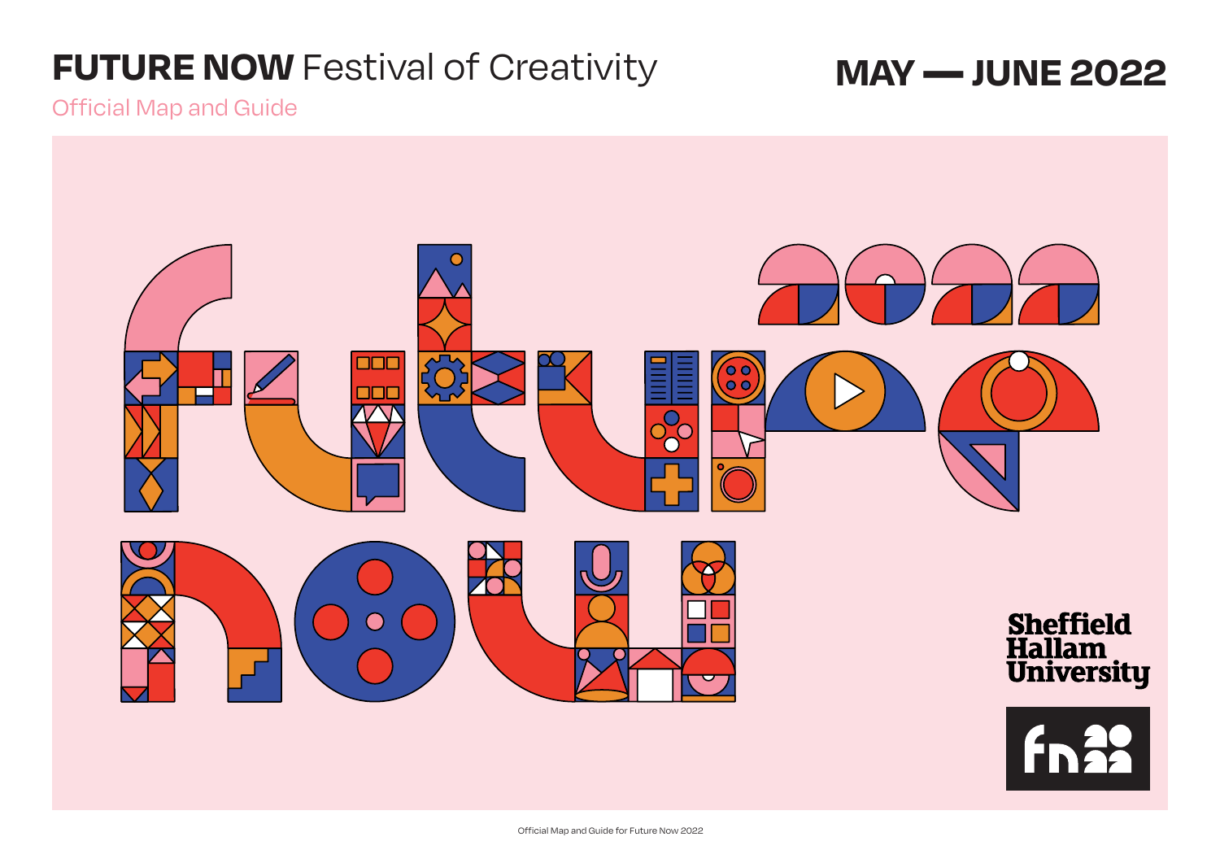# **FUTURE NOW** Festival of Creativity

Official Map and Guide

## MAY — JUNE 2022

future now 2022

Sheffield Hallam University

fn 20 22

Official Map and Guide for Future Now 2022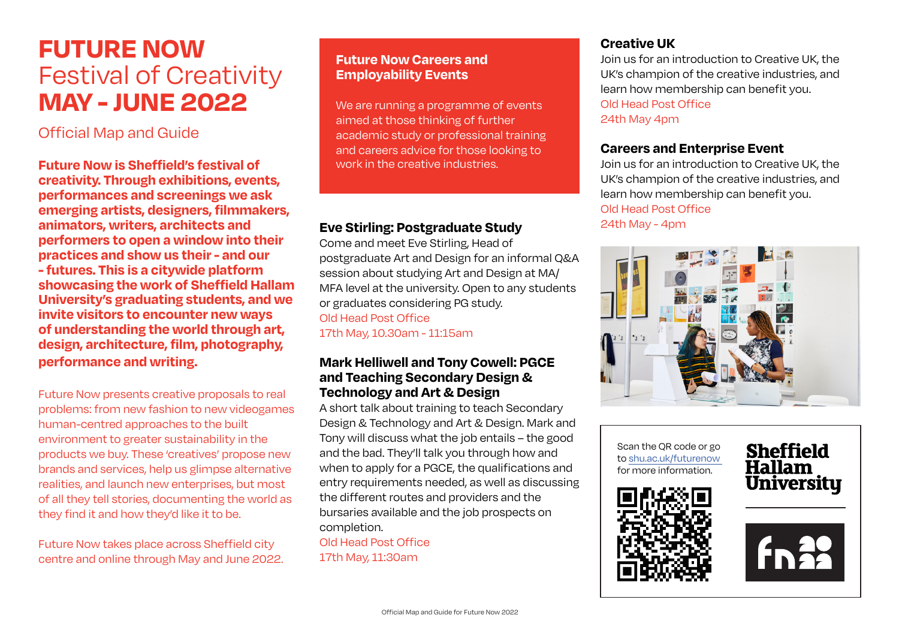# FUTURE NOW
## Festival of Creativity
# MAY - JUNE 2022

Official Map and Guide

**Future Now is Sheffield's festival of creativity. Through exhibitions, events, performances and screenings we ask emerging artists, designers, filmmakers, animators, writers, architects and performers to open a window into their practices and show us their - and our - futures. This is a citywide platform showcasing the work of Sheffield Hallam University's graduating students, and we invite visitors to encounter new ways of understanding the world through art, design, architecture, film, photography, performance and writing.**

Future Now presents creative proposals to real problems: from new fashion to new videogames human-centred approaches to the built environment to greater sustainability in the products we buy. These 'creatives' propose new brands and services, help us glimpse alternative realities, and launch new enterprises, but most of all they tell stories, documenting the world as they find it and how they'd like it to be.

Future Now takes place across Sheffield city centre and online through May and June 2022.

## Future Now Careers and Employability Events

We are running a programme of events aimed at those thinking of further academic study or professional training and careers advice for those looking to work in the creative industries.

### Eve Stirling: Postgraduate Study

Come and meet Eve Stirling, Head of postgraduate Art and Design for an informal Q&A session about studying Art and Design at MA/MFA level at the university. Open to any students or graduates considering PG study.

Old Head Post Office
17th May, 10.30am - 11:15am

### Mark Helliwell and Tony Cowell: PGCE and Teaching Secondary Design & Technology and Art & Design

A short talk about training to teach Secondary Design & Technology and Art & Design. Mark and Tony will discuss what the job entails – the good and the bad. They'll talk you through how and when to apply for a PGCE, the qualifications and entry requirements needed, as well as discussing the different routes and providers and the bursaries available and the job prospects on completion.

Old Head Post Office
17th May, 11:30am

### Creative UK

Join us for an introduction to Creative UK, the UK's champion of the creative industries, and learn how membership can benefit you.

Old Head Post Office
24th May 4pm

### Careers and Enterprise Event

Join us for an introduction to Creative UK, the UK's champion of the creative industries, and learn how membership can benefit you.

Old Head Post Office
24th May - 4pm

Scan the QR code or go to shu.ac.uk/futurenow for more information.

Sheffield Hallam University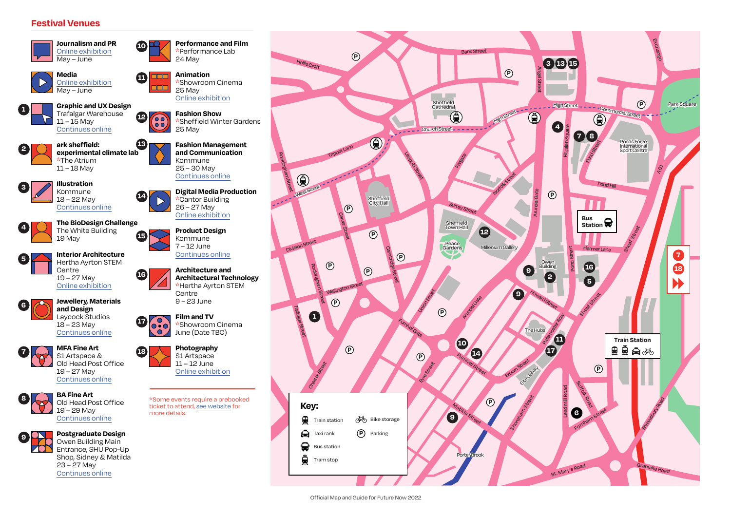## Festival Venues

**Journalism and PR**
Online exhibition
May – June

**Media**
Online exhibition
May – June

1 **Graphic and UX Design**
Trafalgar Warehouse
11 – 15 May
Continues online

2 **ark sheffield: experimental climate lab**
*The Atrium
11 – 18 May

3 **Illustration**
Kommune
18 – 22 May
Continues online

4 **The BioDesign Challenge**
The White Building
19 May

5 **Interior Architecture**
Hertha Ayrton STEM Centre
19 – 27 May
Online exhibition

6 **Jewellery, Materials and Design**
Laycock Studios
18 – 23 May
Continues online

7 **MFA Fine Art**
S1 Artspace & Old Head Post Office
19 – 27 May
Continues online

8 **BA Fine Art**
Old Head Post Office
19 – 29 May
Continues online

9 **Postgraduate Design**
Owen Building Main Entrance, SHU Pop-Up Shop, Sidney & Matilda
23 – 27 May
Continues online

10 **Performance and Film**
*Performance Lab
24 May

11 **Animation**
*Showroom Cinema
25 May
Online exhibition

12 **Fashion Show**
*Sheffield Winter Gardens
25 May

13 **Fashion Management and Communication**
Kommune
25 – 30 May
Continues online

14 **Digital Media Production**
*Cantor Building
26 – 27 May
Online exhibition

15 **Product Design**
Kommune
7 – 12 June
Continues online

16 **Architecture and Architectural Technology**
*Hertha Ayrton STEM Centre
9 – 23 June

17 **Film and TV**
*Showroom Cinema
June (Date TBC)

18 **Photography**
S1 Artspace
11 – 12 June
Online exhibition

*Some events require a prebooked ticket to attend, see website for more details.

**Key:**
- Train station
- Bike storage
- Taxi rank
- Parking
- Bus station
- Tram stop

Official Map and Guide for Future Now 2022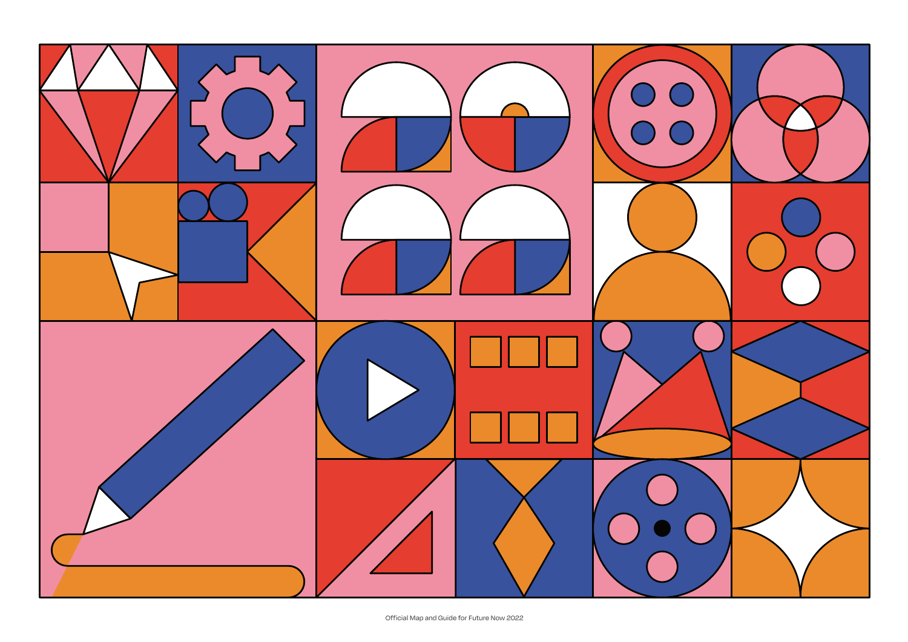Official Map and Guide for Future Now 2022